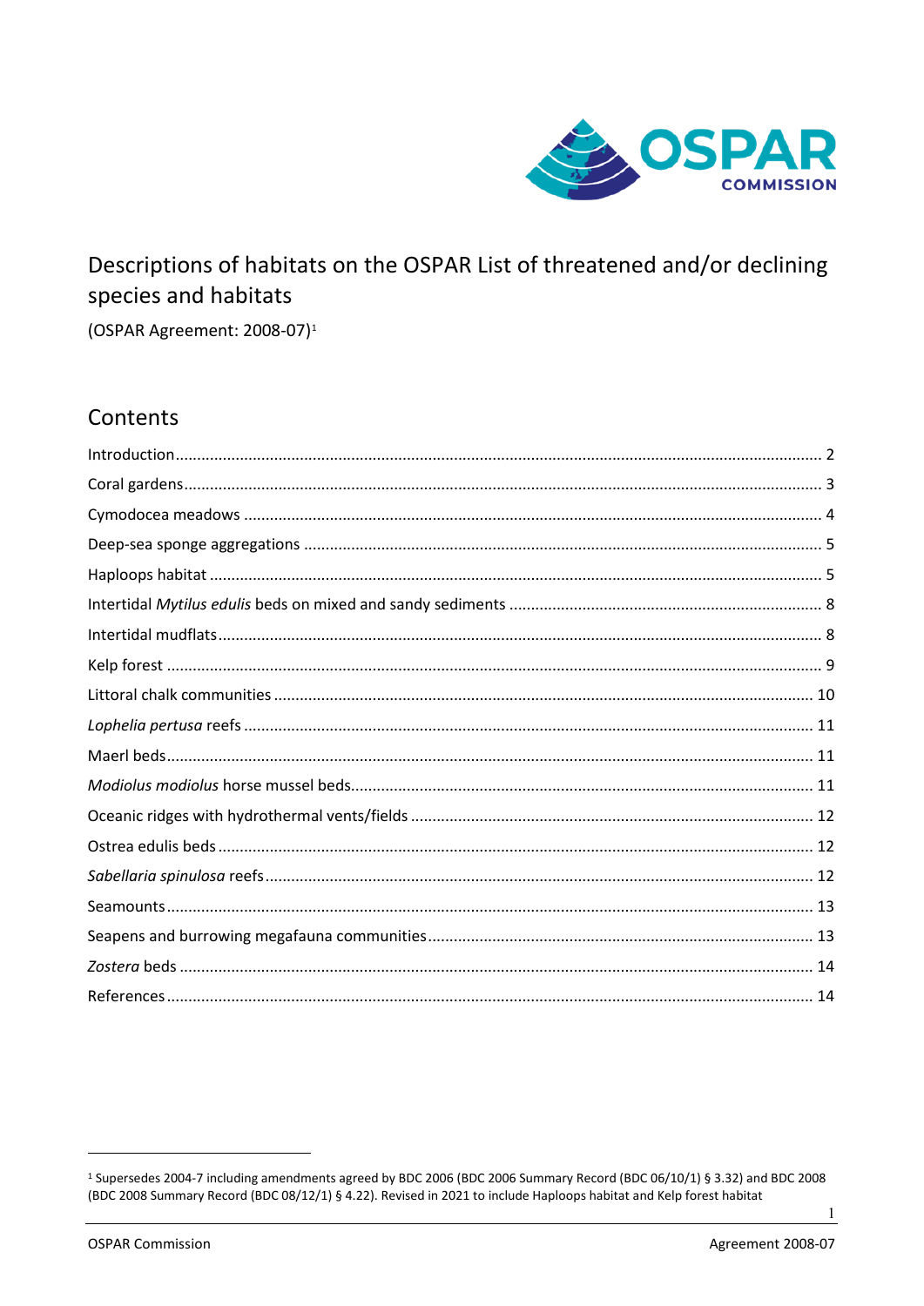# Descriptions of habitats on the OSPAR List of threatened and/or declining species and habitats

(OSPAR Agreement: 2008-07)[1]

## Contents

Introduction .................................................................................................................................... 2

Coral gardens .................................................................................................................................. 3

Cymodocea meadows ..................................................................................................................... 4

Deep-sea sponge aggregations ....................................................................................................... 5

Haploops habitat ............................................................................................................................ 5

Intertidal *Mytilus edulis* beds on mixed and sandy sediments ......................................................... 8

Intertidal mudflats .......................................................................................................................... 8

Kelp forest ...................................................................................................................................... 9

Littoral chalk communities ........................................................................................................... 10

*Lophelia pertusa* reefs .................................................................................................................. 11

Maerl beds ..................................................................................................................................... 11

*Modiolus modiolus* horse mussel beds .......................................................................................... 11

Oceanic ridges with hydrothermal vents/fields ............................................................................ 12

Ostrea edulis beds ......................................................................................................................... 12

*Sabellaria spinulosa* reefs ............................................................................................................. 12

Seamounts .................................................................................................................................... 13

Seapens and burrowing megafauna communities ........................................................................ 13

*Zostera* beds ................................................................................................................................. 14

References ..................................................................................................................................... 14

---

[1] Supersedes 2004-7 including amendments agreed by BDC 2006 (BDC 2006 Summary Record (BDC 06/10/1) § 3.32) and BDC 2008 (BDC 2008 Summary Record (BDC 08/12/1) § 4.22). Revised in 2021 to include Haploops habitat and Kelp forest habitat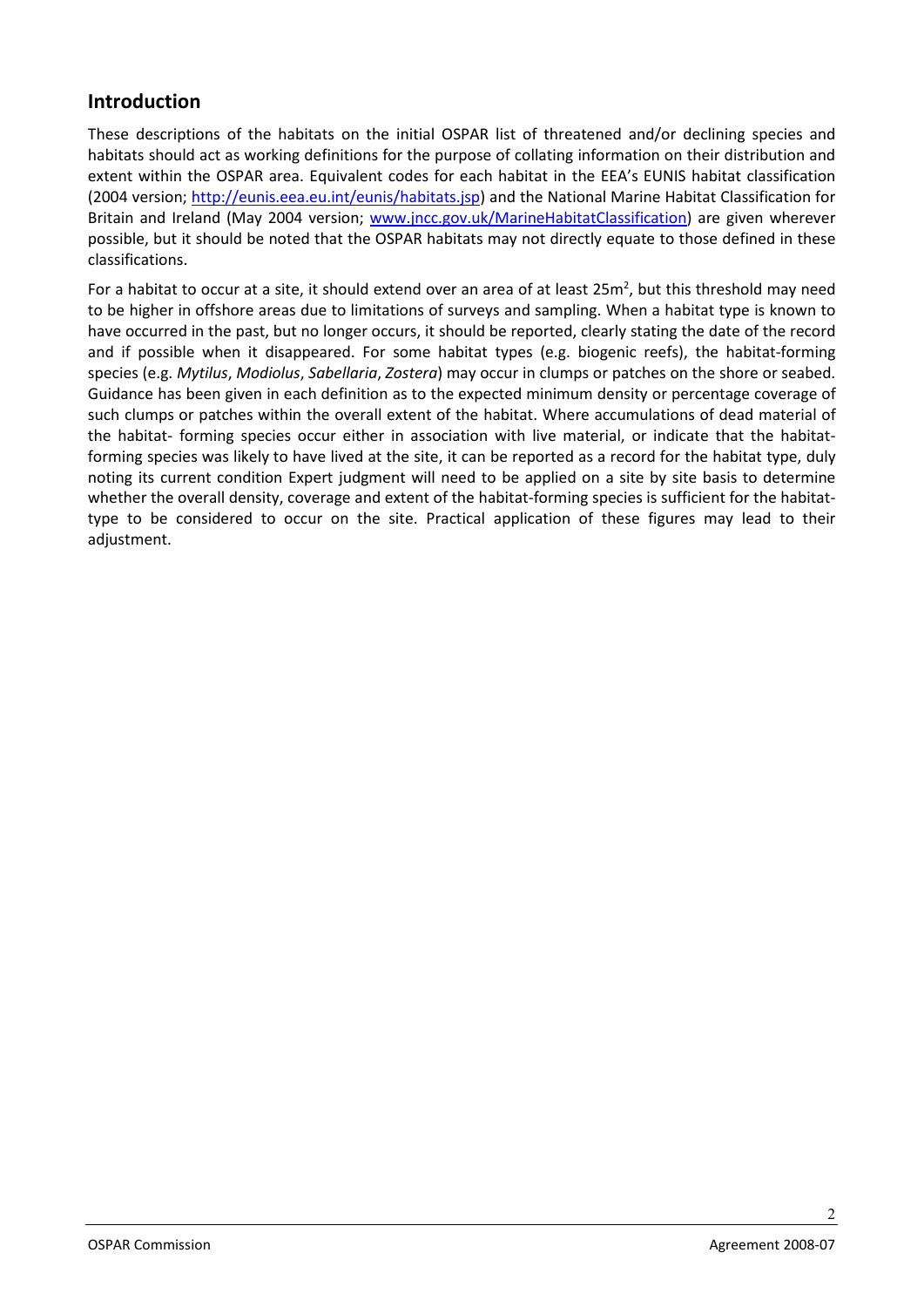## Introduction

These descriptions of the habitats on the initial OSPAR list of threatened and/or declining species and habitats should act as working definitions for the purpose of collating information on their distribution and extent within the OSPAR area. Equivalent codes for each habitat in the EEA's EUNIS habitat classification (2004 version; http://eunis.eea.eu.int/eunis/habitats.jsp) and the National Marine Habitat Classification for Britain and Ireland (May 2004 version; www.jncc.gov.uk/MarineHabitatClassification) are given wherever possible, but it should be noted that the OSPAR habitats may not directly equate to those defined in these classifications.

For a habitat to occur at a site, it should extend over an area of at least 25m$^2$, but this threshold may need to be higher in offshore areas due to limitations of surveys and sampling. When a habitat type is known to have occurred in the past, but no longer occurs, it should be reported, clearly stating the date of the record and if possible when it disappeared. For some habitat types (e.g. biogenic reefs), the habitat-forming species (e.g. *Mytilus*, *Modiolus*, *Sabellaria*, *Zostera*) may occur in clumps or patches on the shore or seabed. Guidance has been given in each definition as to the expected minimum density or percentage coverage of such clumps or patches within the overall extent of the habitat. Where accumulations of dead material of the habitat- forming species occur either in association with live material, or indicate that the habitat-forming species was likely to have lived at the site, it can be reported as a record for the habitat type, duly noting its current condition Expert judgment will need to be applied on a site by site basis to determine whether the overall density, coverage and extent of the habitat-forming species is sufficient for the habitat-type to be considered to occur on the site. Practical application of these figures may lead to their adjustment.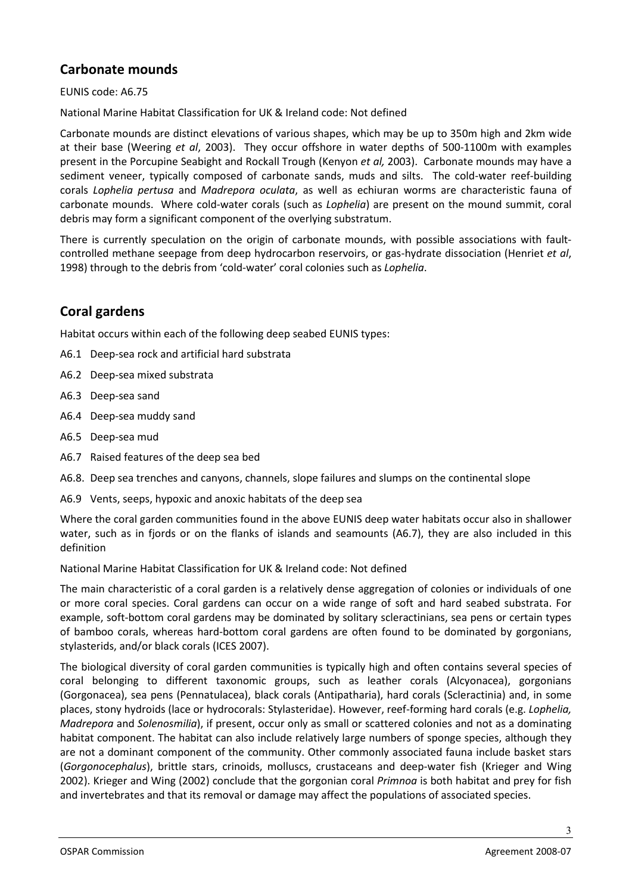## Carbonate mounds

EUNIS code: A6.75

National Marine Habitat Classification for UK & Ireland code: Not defined

Carbonate mounds are distinct elevations of various shapes, which may be up to 350m high and 2km wide at their base (Weering *et al*, 2003). They occur offshore in water depths of 500-1100m with examples present in the Porcupine Seabight and Rockall Trough (Kenyon *et al,* 2003). Carbonate mounds may have a sediment veneer, typically composed of carbonate sands, muds and silts. The cold-water reef-building corals *Lophelia pertusa* and *Madrepora oculata*, as well as echiuran worms are characteristic fauna of carbonate mounds. Where cold-water corals (such as *Lophelia*) are present on the mound summit, coral debris may form a significant component of the overlying substratum.

There is currently speculation on the origin of carbonate mounds, with possible associations with fault-controlled methane seepage from deep hydrocarbon reservoirs, or gas-hydrate dissociation (Henriet *et al*, 1998) through to the debris from 'cold-water' coral colonies such as *Lophelia*.

## Coral gardens

Habitat occurs within each of the following deep seabed EUNIS types:

A6.1 Deep-sea rock and artificial hard substrata

A6.2 Deep-sea mixed substrata

A6.3 Deep-sea sand

A6.4 Deep-sea muddy sand

A6.5 Deep-sea mud

A6.7 Raised features of the deep sea bed

A6.8. Deep sea trenches and canyons, channels, slope failures and slumps on the continental slope

A6.9 Vents, seeps, hypoxic and anoxic habitats of the deep sea

Where the coral garden communities found in the above EUNIS deep water habitats occur also in shallower water, such as in fjords or on the flanks of islands and seamounts (A6.7), they are also included in this definition

National Marine Habitat Classification for UK & Ireland code: Not defined

The main characteristic of a coral garden is a relatively dense aggregation of colonies or individuals of one or more coral species. Coral gardens can occur on a wide range of soft and hard seabed substrata. For example, soft-bottom coral gardens may be dominated by solitary scleractinians, sea pens or certain types of bamboo corals, whereas hard-bottom coral gardens are often found to be dominated by gorgonians, stylasterids, and/or black corals (ICES 2007).

The biological diversity of coral garden communities is typically high and often contains several species of coral belonging to different taxonomic groups, such as leather corals (Alcyonacea), gorgonians (Gorgonacea), sea pens (Pennatulacea), black corals (Antipatharia), hard corals (Scleractinia) and, in some places, stony hydroids (lace or hydrocorals: Stylasteridae). However, reef-forming hard corals (e.g. *Lophelia, Madrepora* and *Solenosmilia*), if present, occur only as small or scattered colonies and not as a dominating habitat component. The habitat can also include relatively large numbers of sponge species, although they are not a dominant component of the community. Other commonly associated fauna include basket stars (*Gorgonocephalus*), brittle stars, crinoids, molluscs, crustaceans and deep-water fish (Krieger and Wing 2002). Krieger and Wing (2002) conclude that the gorgonian coral *Primnoa* is both habitat and prey for fish and invertebrates and that its removal or damage may affect the populations of associated species.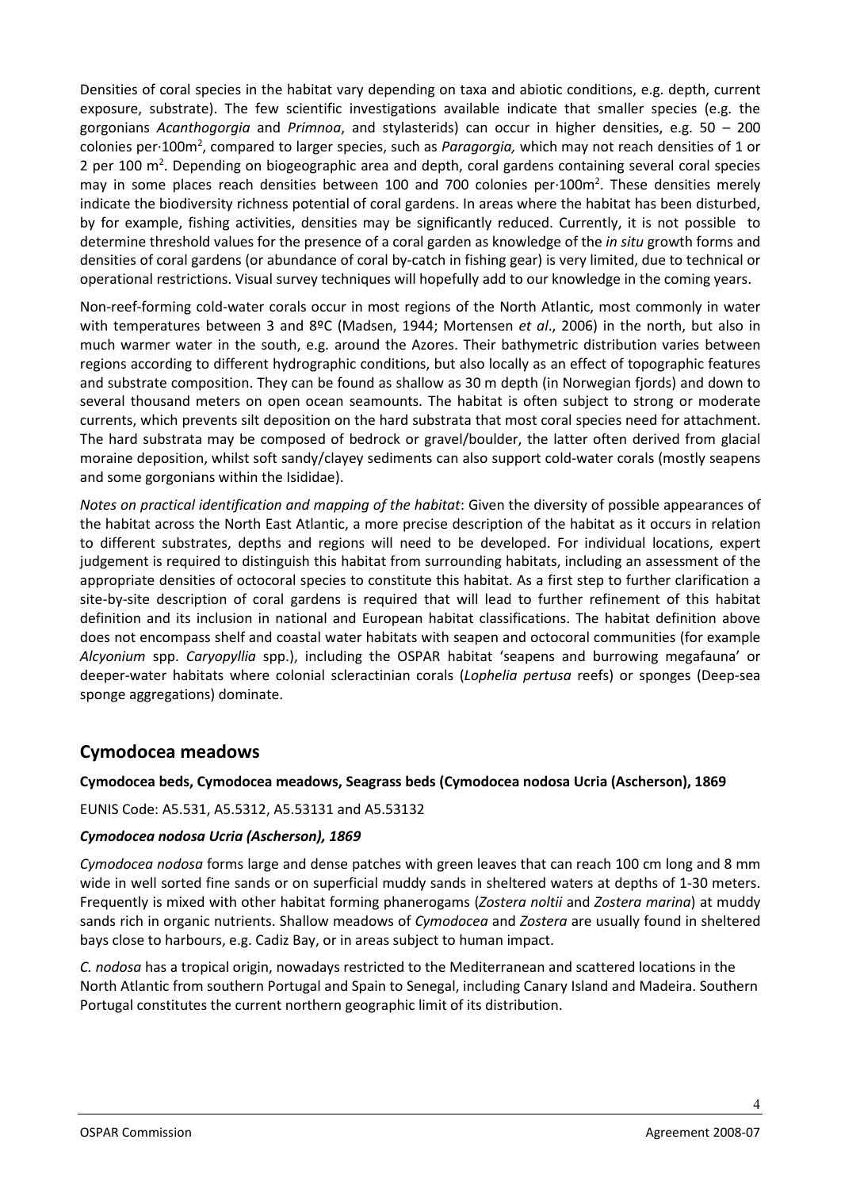Densities of coral species in the habitat vary depending on taxa and abiotic conditions, e.g. depth, current exposure, substrate). The few scientific investigations available indicate that smaller species (e.g. the gorgonians *Acanthogorgia* and *Primnoa*, and stylasterids) can occur in higher densities, e.g. 50 – 200 colonies per·100m$^2$, compared to larger species, such as *Paragorgia,* which may not reach densities of 1 or 2 per 100 m$^2$. Depending on biogeographic area and depth, coral gardens containing several coral species may in some places reach densities between 100 and 700 colonies per·100m$^2$. These densities merely indicate the biodiversity richness potential of coral gardens. In areas where the habitat has been disturbed, by for example, fishing activities, densities may be significantly reduced. Currently, it is not possible to determine threshold values for the presence of a coral garden as knowledge of the *in situ* growth forms and densities of coral gardens (or abundance of coral by-catch in fishing gear) is very limited, due to technical or operational restrictions. Visual survey techniques will hopefully add to our knowledge in the coming years.

Non-reef-forming cold-water corals occur in most regions of the North Atlantic, most commonly in water with temperatures between 3 and 8ºC (Madsen, 1944; Mortensen *et al*., 2006) in the north, but also in much warmer water in the south, e.g. around the Azores. Their bathymetric distribution varies between regions according to different hydrographic conditions, but also locally as an effect of topographic features and substrate composition. They can be found as shallow as 30 m depth (in Norwegian fjords) and down to several thousand meters on open ocean seamounts. The habitat is often subject to strong or moderate currents, which prevents silt deposition on the hard substrata that most coral species need for attachment. The hard substrata may be composed of bedrock or gravel/boulder, the latter often derived from glacial moraine deposition, whilst soft sandy/clayey sediments can also support cold-water corals (mostly seapens and some gorgonians within the Isididae).

*Notes on practical identification and mapping of the habitat*: Given the diversity of possible appearances of the habitat across the North East Atlantic, a more precise description of the habitat as it occurs in relation to different substrates, depths and regions will need to be developed. For individual locations, expert judgement is required to distinguish this habitat from surrounding habitats, including an assessment of the appropriate densities of octocoral species to constitute this habitat. As a first step to further clarification a site-by-site description of coral gardens is required that will lead to further refinement of this habitat definition and its inclusion in national and European habitat classifications. The habitat definition above does not encompass shelf and coastal water habitats with seapen and octocoral communities (for example *Alcyonium* spp. *Caryopyllia* spp.), including the OSPAR habitat 'seapens and burrowing megafauna' or deeper-water habitats where colonial scleractinian corals (*Lophelia pertusa* reefs) or sponges (Deep-sea sponge aggregations) dominate.

## Cymodocea meadows

**Cymodocea beds, Cymodocea meadows, Seagrass beds (Cymodocea nodosa Ucria (Ascherson), 1869**

EUNIS Code: A5.531, A5.5312, A5.53131 and A5.53132

***Cymodocea nodosa Ucria (Ascherson), 1869***

*Cymodocea nodosa* forms large and dense patches with green leaves that can reach 100 cm long and 8 mm wide in well sorted fine sands or on superficial muddy sands in sheltered waters at depths of 1-30 meters. Frequently is mixed with other habitat forming phanerogams (*Zostera noltii* and *Zostera marina*) at muddy sands rich in organic nutrients. Shallow meadows of *Cymodocea* and *Zostera* are usually found in sheltered bays close to harbours, e.g. Cadiz Bay, or in areas subject to human impact.

*C. nodosa* has a tropical origin, nowadays restricted to the Mediterranean and scattered locations in the North Atlantic from southern Portugal and Spain to Senegal, including Canary Island and Madeira. Southern Portugal constitutes the current northern geographic limit of its distribution.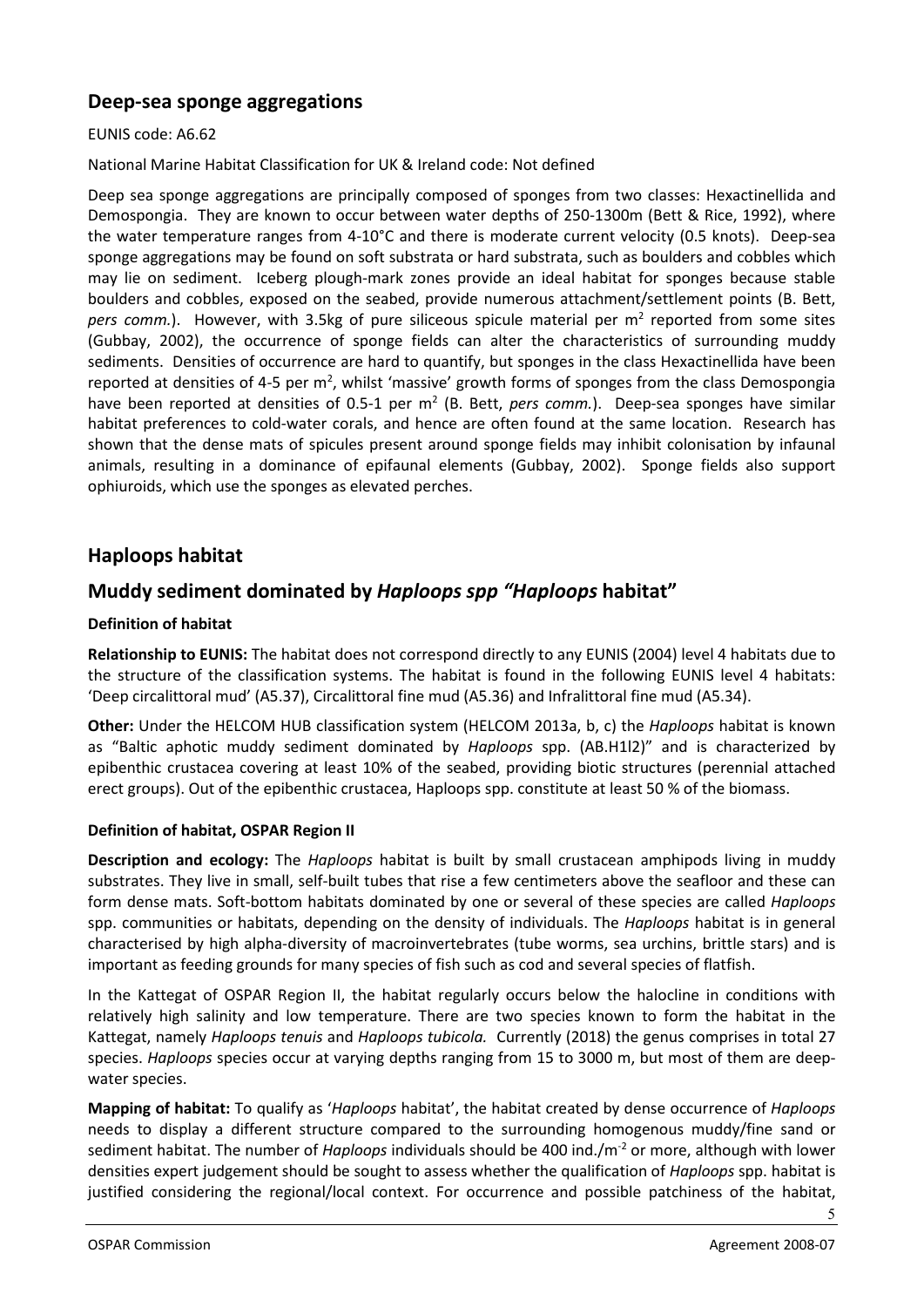## Deep-sea sponge aggregations

EUNIS code: A6.62

National Marine Habitat Classification for UK & Ireland code: Not defined

Deep sea sponge aggregations are principally composed of sponges from two classes: Hexactinellida and Demospongia. They are known to occur between water depths of 250-1300m (Bett & Rice, 1992), where the water temperature ranges from 4-10°C and there is moderate current velocity (0.5 knots). Deep-sea sponge aggregations may be found on soft substrata or hard substrata, such as boulders and cobbles which may lie on sediment. Iceberg plough-mark zones provide an ideal habitat for sponges because stable boulders and cobbles, exposed on the seabed, provide numerous attachment/settlement points (B. Bett, *pers comm.*). However, with 3.5kg of pure siliceous spicule material per $m^2$ reported from some sites (Gubbay, 2002), the occurrence of sponge fields can alter the characteristics of surrounding muddy sediments. Densities of occurrence are hard to quantify, but sponges in the class Hexactinellida have been reported at densities of 4-5 per $m^2$, whilst 'massive' growth forms of sponges from the class Demospongia have been reported at densities of 0.5-1 per $m^2$ (B. Bett, *pers comm.*). Deep-sea sponges have similar habitat preferences to cold-water corals, and hence are often found at the same location. Research has shown that the dense mats of spicules present around sponge fields may inhibit colonisation by infaunal animals, resulting in a dominance of epifaunal elements (Gubbay, 2002). Sponge fields also support ophiuroids, which use the sponges as elevated perches.

## Haploops habitat

## Muddy sediment dominated by *Haploops spp "Haploops* habitat"

### Definition of habitat

**Relationship to EUNIS:** The habitat does not correspond directly to any EUNIS (2004) level 4 habitats due to the structure of the classification systems. The habitat is found in the following EUNIS level 4 habitats: 'Deep circalittoral mud' (A5.37), Circalittoral fine mud (A5.36) and Infralittoral fine mud (A5.34).

**Other:** Under the HELCOM HUB classification system (HELCOM 2013a, b, c) the *Haploops* habitat is known as "Baltic aphotic muddy sediment dominated by *Haploops* spp. (AB.H1l2)" and is characterized by epibenthic crustacea covering at least 10% of the seabed, providing biotic structures (perennial attached erect groups). Out of the epibenthic crustacea, Haploops spp. constitute at least 50 % of the biomass.

### Definition of habitat, OSPAR Region II

**Description and ecology:** The *Haploops* habitat is built by small crustacean amphipods living in muddy substrates. They live in small, self-built tubes that rise a few centimeters above the seafloor and these can form dense mats. Soft-bottom habitats dominated by one or several of these species are called *Haploops* spp. communities or habitats, depending on the density of individuals. The *Haploops* habitat is in general characterised by high alpha-diversity of macroinvertebrates (tube worms, sea urchins, brittle stars) and is important as feeding grounds for many species of fish such as cod and several species of flatfish.

In the Kattegat of OSPAR Region II, the habitat regularly occurs below the halocline in conditions with relatively high salinity and low temperature. There are two species known to form the habitat in the Kattegat, namely *Haploops tenuis* and *Haploops tubicola.* Currently (2018) the genus comprises in total 27 species. *Haploops* species occur at varying depths ranging from 15 to 3000 m, but most of them are deep-water species.

**Mapping of habitat:** To qualify as '*Haploops* habitat', the habitat created by dense occurrence of *Haploops* needs to display a different structure compared to the surrounding homogenous muddy/fine sand or sediment habitat. The number of *Haploops* individuals should be 400 ind./$m^{-2}$ or more, although with lower densities expert judgement should be sought to assess whether the qualification of *Haploops* spp. habitat is justified considering the regional/local context. For occurrence and possible patchiness of the habitat,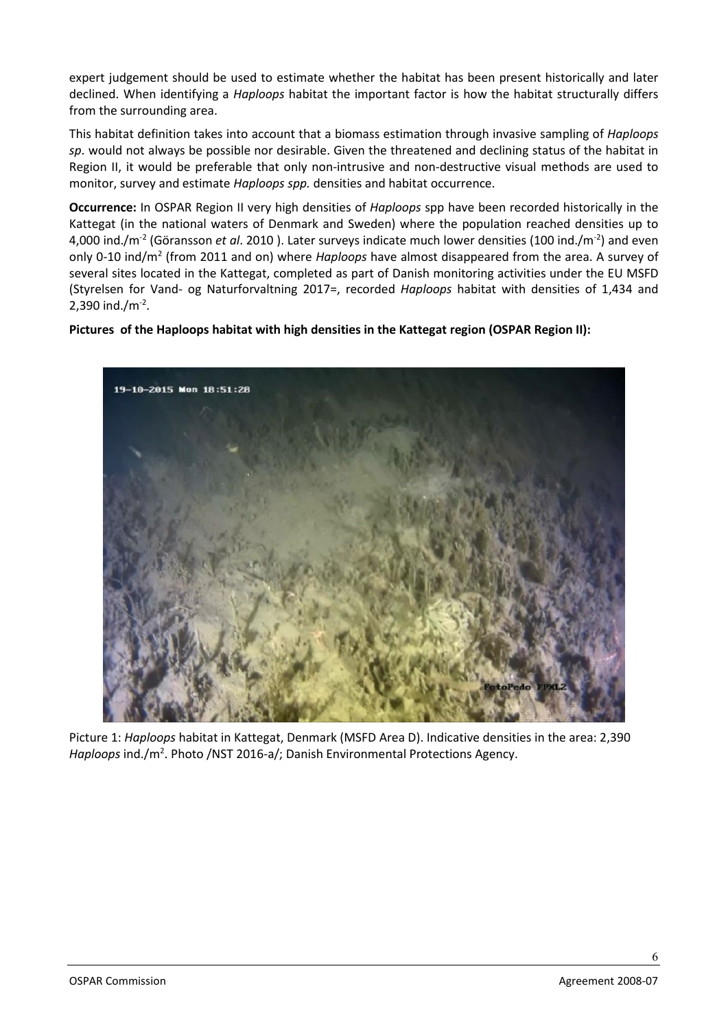expert judgement should be used to estimate whether the habitat has been present historically and later declined. When identifying a *Haploops* habitat the important factor is how the habitat structurally differs from the surrounding area.

This habitat definition takes into account that a biomass estimation through invasive sampling of *Haploops sp*. would not always be possible nor desirable. Given the threatened and declining status of the habitat in Region II, it would be preferable that only non-intrusive and non-destructive visual methods are used to monitor, survey and estimate *Haploops spp.* densities and habitat occurrence.

**Occurrence:** In OSPAR Region II very high densities of *Haploops* spp have been recorded historically in the Kattegat (in the national waters of Denmark and Sweden) where the population reached densities up to 4,000 ind./$m^{-2}$ (Göransson *et al*. 2010 ). Later surveys indicate much lower densities (100 ind./$m^{-2}$) and even only 0-10 ind/$m^2$ (from 2011 and on) where *Haploops* have almost disappeared from the area. A survey of several sites located in the Kattegat, completed as part of Danish monitoring activities under the EU MSFD (Styrelsen for Vand- og Naturforvaltning 2017=, recorded *Haploops* habitat with densities of 1,434 and 2,390 ind./$m^{-2}$.

**Pictures of the Haploops habitat with high densities in the Kattegat region (OSPAR Region II):**

Picture 1: *Haploops* habitat in Kattegat, Denmark (MSFD Area D). Indicative densities in the area: 2,390 *Haploops* ind./$m^2$. Photo /NST 2016-a/; Danish Environmental Protections Agency.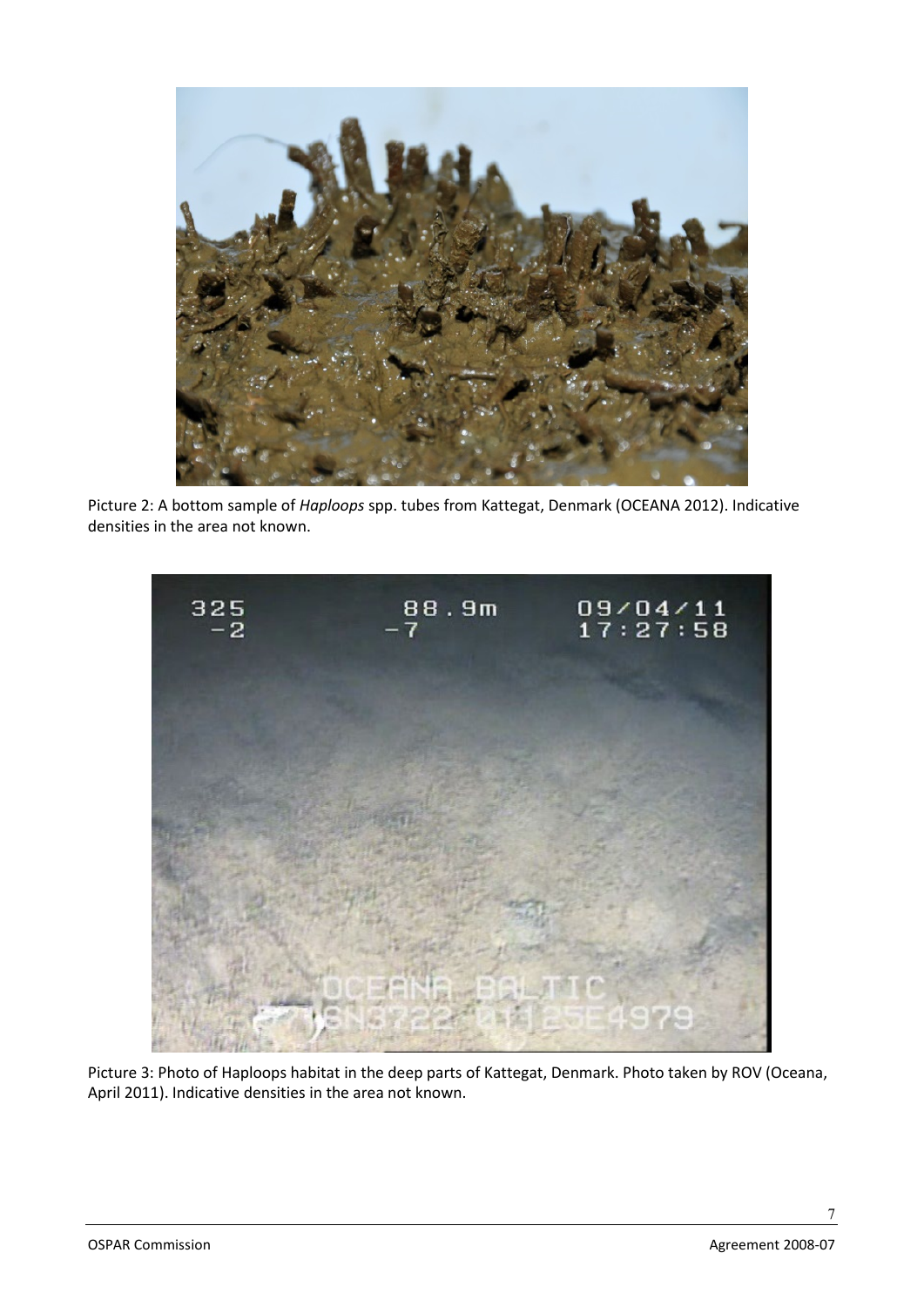Picture 2: A bottom sample of *Haploops* spp. tubes from Kattegat, Denmark (OCEANA 2012). Indicative densities in the area not known.

Picture 3: Photo of Haploops habitat in the deep parts of Kattegat, Denmark. Photo taken by ROV (Oceana, April 2011). Indicative densities in the area not known.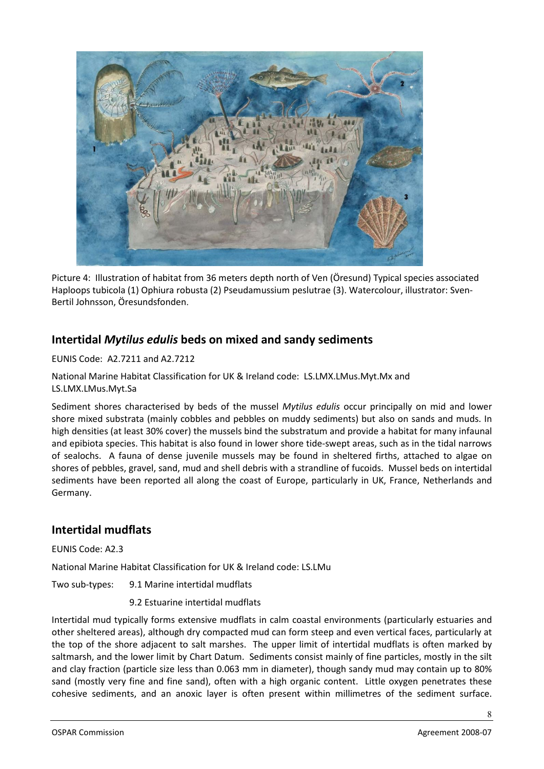Picture 4: Illustration of habitat from 36 meters depth north of Ven (Öresund) Typical species associated Haploops tubicola (1) Ophiura robusta (2) Pseudamussium peslutrae (3). Watercolour, illustrator: Sven-Bertil Johnsson, Öresundsfonden.

## Intertidal *Mytilus edulis* beds on mixed and sandy sediments

EUNIS Code: A2.7211 and A2.7212

National Marine Habitat Classification for UK & Ireland code: LS.LMX.LMus.Myt.Mx and LS.LMX.LMus.Myt.Sa

Sediment shores characterised by beds of the mussel *Mytilus edulis* occur principally on mid and lower shore mixed substrata (mainly cobbles and pebbles on muddy sediments) but also on sands and muds. In high densities (at least 30% cover) the mussels bind the substratum and provide a habitat for many infaunal and epibiota species. This habitat is also found in lower shore tide-swept areas, such as in the tidal narrows of sealochs. A fauna of dense juvenile mussels may be found in sheltered firths, attached to algae on shores of pebbles, gravel, sand, mud and shell debris with a strandline of fucoids. Mussel beds on intertidal sediments have been reported all along the coast of Europe, particularly in UK, France, Netherlands and Germany.

## Intertidal mudflats

EUNIS Code: A2.3

National Marine Habitat Classification for UK & Ireland code: LS.LMu

Two sub-types: 9.1 Marine intertidal mudflats

9.2 Estuarine intertidal mudflats

Intertidal mud typically forms extensive mudflats in calm coastal environments (particularly estuaries and other sheltered areas), although dry compacted mud can form steep and even vertical faces, particularly at the top of the shore adjacent to salt marshes. The upper limit of intertidal mudflats is often marked by saltmarsh, and the lower limit by Chart Datum. Sediments consist mainly of fine particles, mostly in the silt and clay fraction (particle size less than 0.063 mm in diameter), though sandy mud may contain up to 80% sand (mostly very fine and fine sand), often with a high organic content. Little oxygen penetrates these cohesive sediments, and an anoxic layer is often present within millimetres of the sediment surface.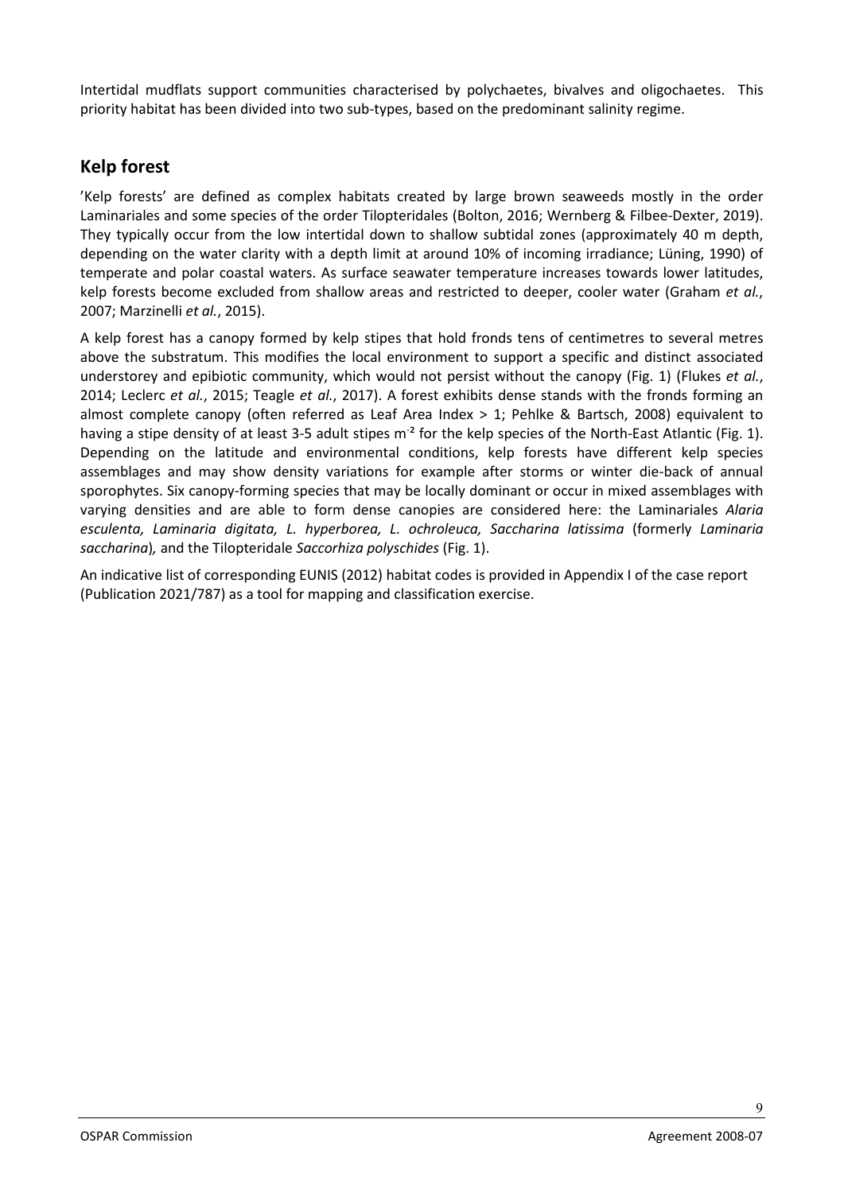Intertidal mudflats support communities characterised by polychaetes, bivalves and oligochaetes. This priority habitat has been divided into two sub-types, based on the predominant salinity regime.

## Kelp forest

'Kelp forests' are defined as complex habitats created by large brown seaweeds mostly in the order Laminariales and some species of the order Tilopteridales (Bolton, 2016; Wernberg & Filbee-Dexter, 2019). They typically occur from the low intertidal down to shallow subtidal zones (approximately 40 m depth, depending on the water clarity with a depth limit at around 10% of incoming irradiance; Lüning, 1990) of temperate and polar coastal waters. As surface seawater temperature increases towards lower latitudes, kelp forests become excluded from shallow areas and restricted to deeper, cooler water (Graham *et al.*, 2007; Marzinelli *et al.*, 2015).

A kelp forest has a canopy formed by kelp stipes that hold fronds tens of centimetres to several metres above the substratum. This modifies the local environment to support a specific and distinct associated understorey and epibiotic community, which would not persist without the canopy (Fig. 1) (Flukes *et al.*, 2014; Leclerc *et al.*, 2015; Teagle *et al.*, 2017). A forest exhibits dense stands with the fronds forming an almost complete canopy (often referred as Leaf Area Index > 1; Pehlke & Bartsch, 2008) equivalent to having a stipe density of at least 3-5 adult stipes $m^{-2}$ for the kelp species of the North-East Atlantic (Fig. 1). Depending on the latitude and environmental conditions, kelp forests have different kelp species assemblages and may show density variations for example after storms or winter die-back of annual sporophytes. Six canopy-forming species that may be locally dominant or occur in mixed assemblages with varying densities and are able to form dense canopies are considered here: the Laminariales *Alaria esculenta, Laminaria digitata, L. hyperborea, L. ochroleuca, Saccharina latissima* (formerly *Laminaria saccharina*)*,* and the Tilopteridale *Saccorhiza polyschides* (Fig. 1).

An indicative list of corresponding EUNIS (2012) habitat codes is provided in Appendix I of the case report (Publication 2021/787) as a tool for mapping and classification exercise.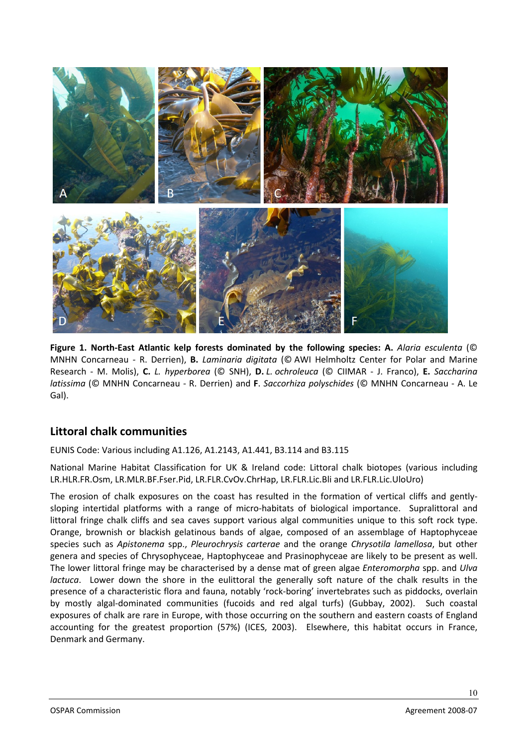**Figure 1. North-East Atlantic kelp forests dominated by the following species: A.** *Alaria esculenta* (© MNHN Concarneau - R. Derrien), **B.** *Laminaria digitata* (© AWI Helmholtz Center for Polar and Marine Research - M. Molis), **C.** *L. hyperborea* (© SNH), **D.** *L. ochroleuca* (© CIIMAR - J. Franco), **E.** *Saccharina latissima* (© MNHN Concarneau - R. Derrien) and **F**. *Saccorhiza polyschides* (© MNHN Concarneau - A. Le Gal).

## Littoral chalk communities

EUNIS Code: Various including A1.126, A1.2143, A1.441, B3.114 and B3.115

National Marine Habitat Classification for UK & Ireland code: Littoral chalk biotopes (various including LR.HLR.FR.Osm, LR.MLR.BF.Fser.Pid, LR.FLR.CvOv.ChrHap, LR.FLR.Lic.Bli and LR.FLR.Lic.UloUro)

The erosion of chalk exposures on the coast has resulted in the formation of vertical cliffs and gently-sloping intertidal platforms with a range of micro-habitats of biological importance. Supralittoral and littoral fringe chalk cliffs and sea caves support various algal communities unique to this soft rock type. Orange, brownish or blackish gelatinous bands of algae, composed of an assemblage of Haptophyceae species such as *Apistonema* spp., *Pleurochrysis carterae* and the orange *Chrysotila lamellosa*, but other genera and species of Chrysophyceae, Haptophyceae and Prasinophyceae are likely to be present as well. The lower littoral fringe may be characterised by a dense mat of green algae *Enteromorpha* spp. and *Ulva lactuca*. Lower down the shore in the eulittoral the generally soft nature of the chalk results in the presence of a characteristic flora and fauna, notably 'rock-boring' invertebrates such as piddocks, overlain by mostly algal-dominated communities (fucoids and red algal turfs) (Gubbay, 2002). Such coastal exposures of chalk are rare in Europe, with those occurring on the southern and eastern coasts of England accounting for the greatest proportion (57%) (ICES, 2003). Elsewhere, this habitat occurs in France, Denmark and Germany.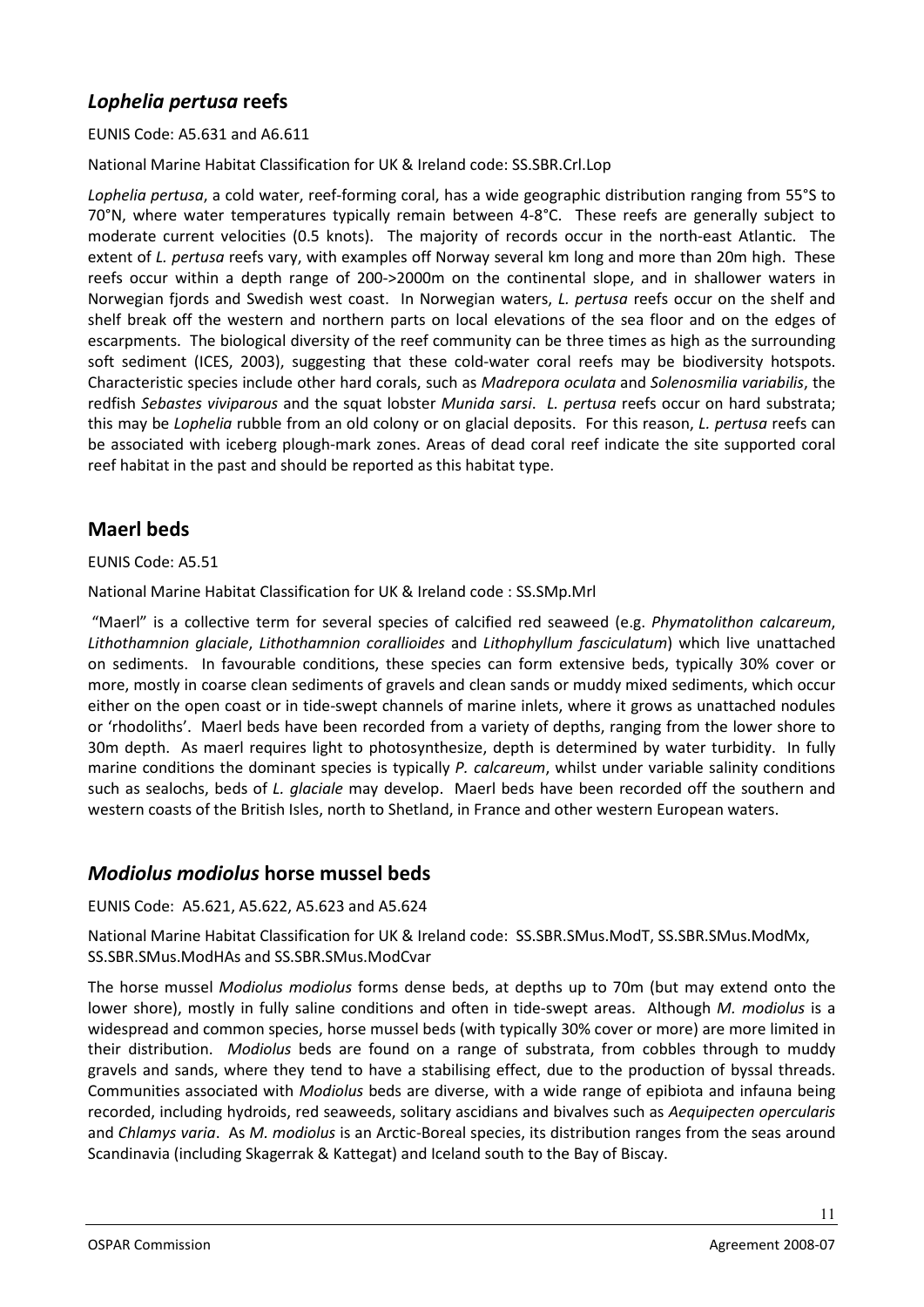## *Lophelia pertusa* reefs

EUNIS Code: A5.631 and A6.611

National Marine Habitat Classification for UK & Ireland code: SS.SBR.Crl.Lop

*Lophelia pertusa*, a cold water, reef-forming coral, has a wide geographic distribution ranging from 55°S to 70°N, where water temperatures typically remain between 4-8°C. These reefs are generally subject to moderate current velocities (0.5 knots). The majority of records occur in the north-east Atlantic. The extent of *L. pertusa* reefs vary, with examples off Norway several km long and more than 20m high. These reefs occur within a depth range of 200->2000m on the continental slope, and in shallower waters in Norwegian fjords and Swedish west coast. In Norwegian waters, *L. pertusa* reefs occur on the shelf and shelf break off the western and northern parts on local elevations of the sea floor and on the edges of escarpments. The biological diversity of the reef community can be three times as high as the surrounding soft sediment (ICES, 2003), suggesting that these cold-water coral reefs may be biodiversity hotspots. Characteristic species include other hard corals, such as *Madrepora oculata* and *Solenosmilia variabilis*, the redfish *Sebastes viviparous* and the squat lobster *Munida sarsi*. *L. pertusa* reefs occur on hard substrata; this may be *Lophelia* rubble from an old colony or on glacial deposits. For this reason, *L. pertusa* reefs can be associated with iceberg plough-mark zones. Areas of dead coral reef indicate the site supported coral reef habitat in the past and should be reported as this habitat type.

## Maerl beds

EUNIS Code: A5.51

National Marine Habitat Classification for UK & Ireland code : SS.SMp.Mrl

"Maerl" is a collective term for several species of calcified red seaweed (e.g. *Phymatolithon calcareum*, *Lithothamnion glaciale*, *Lithothamnion corallioides* and *Lithophyllum fasciculatum*) which live unattached on sediments. In favourable conditions, these species can form extensive beds, typically 30% cover or more, mostly in coarse clean sediments of gravels and clean sands or muddy mixed sediments, which occur either on the open coast or in tide-swept channels of marine inlets, where it grows as unattached nodules or 'rhodoliths'. Maerl beds have been recorded from a variety of depths, ranging from the lower shore to 30m depth. As maerl requires light to photosynthesize, depth is determined by water turbidity. In fully marine conditions the dominant species is typically *P. calcareum*, whilst under variable salinity conditions such as sealochs, beds of *L. glaciale* may develop. Maerl beds have been recorded off the southern and western coasts of the British Isles, north to Shetland, in France and other western European waters.

## *Modiolus modiolus* horse mussel beds

EUNIS Code: A5.621, A5.622, A5.623 and A5.624

National Marine Habitat Classification for UK & Ireland code: SS.SBR.SMus.ModT, SS.SBR.SMus.ModMx, SS.SBR.SMus.ModHAs and SS.SBR.SMus.ModCvar

The horse mussel *Modiolus modiolus* forms dense beds, at depths up to 70m (but may extend onto the lower shore), mostly in fully saline conditions and often in tide-swept areas. Although *M. modiolus* is a widespread and common species, horse mussel beds (with typically 30% cover or more) are more limited in their distribution. *Modiolus* beds are found on a range of substrata, from cobbles through to muddy gravels and sands, where they tend to have a stabilising effect, due to the production of byssal threads. Communities associated with *Modiolus* beds are diverse, with a wide range of epibiota and infauna being recorded, including hydroids, red seaweeds, solitary ascidians and bivalves such as *Aequipecten opercularis* and *Chlamys varia*. As *M. modiolus* is an Arctic-Boreal species, its distribution ranges from the seas around Scandinavia (including Skagerrak & Kattegat) and Iceland south to the Bay of Biscay.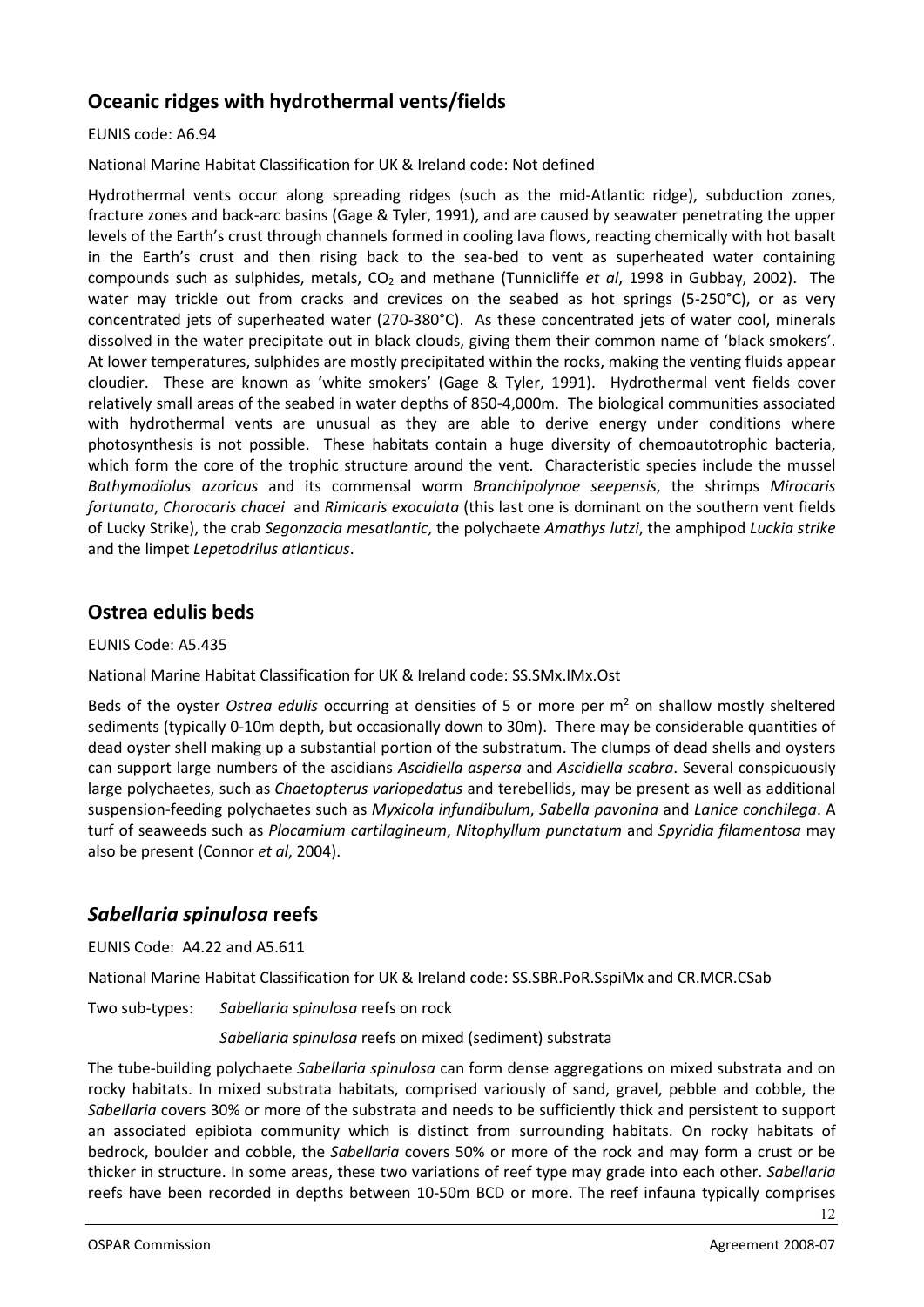## Oceanic ridges with hydrothermal vents/fields

EUNIS code: A6.94

National Marine Habitat Classification for UK & Ireland code: Not defined

Hydrothermal vents occur along spreading ridges (such as the mid-Atlantic ridge), subduction zones, fracture zones and back-arc basins (Gage & Tyler, 1991), and are caused by seawater penetrating the upper levels of the Earth's crust through channels formed in cooling lava flows, reacting chemically with hot basalt in the Earth's crust and then rising back to the sea-bed to vent as superheated water containing compounds such as sulphides, metals, $CO_2$ and methane (Tunnicliffe *et al*, 1998 in Gubbay, 2002). The water may trickle out from cracks and crevices on the seabed as hot springs (5-250°C), or as very concentrated jets of superheated water (270-380°C). As these concentrated jets of water cool, minerals dissolved in the water precipitate out in black clouds, giving them their common name of 'black smokers'. At lower temperatures, sulphides are mostly precipitated within the rocks, making the venting fluids appear cloudier. These are known as 'white smokers' (Gage & Tyler, 1991). Hydrothermal vent fields cover relatively small areas of the seabed in water depths of 850-4,000m. The biological communities associated with hydrothermal vents are unusual as they are able to derive energy under conditions where photosynthesis is not possible. These habitats contain a huge diversity of chemoautotrophic bacteria, which form the core of the trophic structure around the vent. Characteristic species include the mussel *Bathymodiolus azoricus* and its commensal worm *Branchipolynoe seepensis*, the shrimps *Mirocaris fortunata*, *Chorocaris chacei* and *Rimicaris exoculata* (this last one is dominant on the southern vent fields of Lucky Strike), the crab *Segonzacia mesatlantic*, the polychaete *Amathys lutzi*, the amphipod *Luckia strike* and the limpet *Lepetodrilus atlanticus*.

## Ostrea edulis beds

EUNIS Code: A5.435

National Marine Habitat Classification for UK & Ireland code: SS.SMx.IMx.Ost

Beds of the oyster *Ostrea edulis* occurring at densities of 5 or more per $m^2$ on shallow mostly sheltered sediments (typically 0-10m depth, but occasionally down to 30m). There may be considerable quantities of dead oyster shell making up a substantial portion of the substratum. The clumps of dead shells and oysters can support large numbers of the ascidians *Ascidiella aspersa* and *Ascidiella scabra*. Several conspicuously large polychaetes, such as *Chaetopterus variopedatus* and terebellids, may be present as well as additional suspension-feeding polychaetes such as *Myxicola infundibulum*, *Sabella pavonina* and *Lanice conchilega*. A turf of seaweeds such as *Plocamium cartilagineum*, *Nitophyllum punctatum* and *Spyridia filamentosa* may also be present (Connor *et al*, 2004).

## *Sabellaria spinulosa* reefs

EUNIS Code: A4.22 and A5.611

National Marine Habitat Classification for UK & Ireland code: SS.SBR.PoR.SspiMx and CR.MCR.CSab

Two sub-types: *Sabellaria spinulosa* reefs on rock

*Sabellaria spinulosa* reefs on mixed (sediment) substrata

The tube-building polychaete *Sabellaria spinulosa* can form dense aggregations on mixed substrata and on rocky habitats. In mixed substrata habitats, comprised variously of sand, gravel, pebble and cobble, the *Sabellaria* covers 30% or more of the substrata and needs to be sufficiently thick and persistent to support an associated epibiota community which is distinct from surrounding habitats. On rocky habitats of bedrock, boulder and cobble, the *Sabellaria* covers 50% or more of the rock and may form a crust or be thicker in structure. In some areas, these two variations of reef type may grade into each other. *Sabellaria* reefs have been recorded in depths between 10-50m BCD or more. The reef infauna typically comprises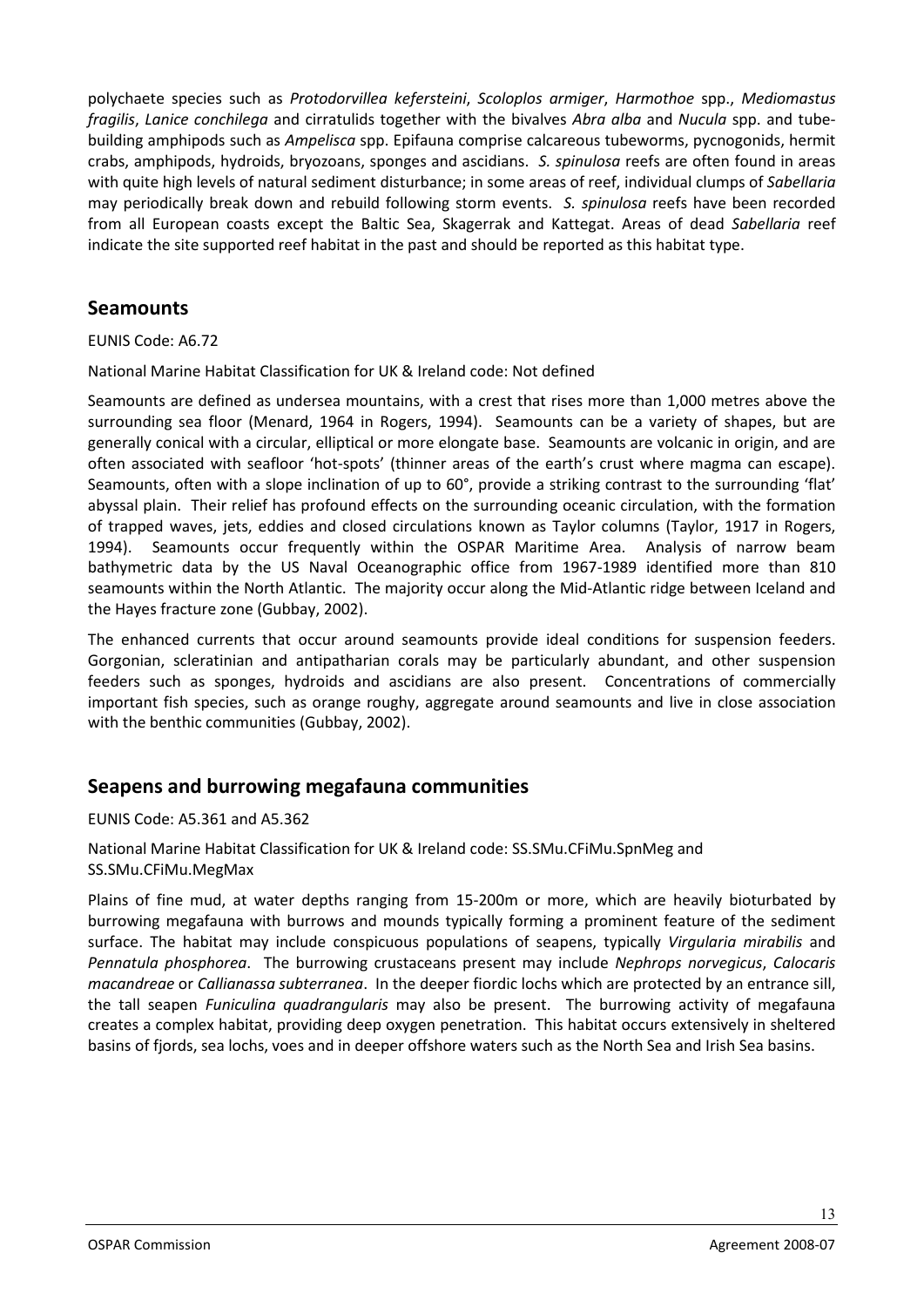polychaete species such as *Protodorvillea kefersteini*, *Scoloplos armiger*, *Harmothoe* spp., *Mediomastus fragilis*, *Lanice conchilega* and cirratulids together with the bivalves *Abra alba* and *Nucula* spp. and tube-building amphipods such as *Ampelisca* spp. Epifauna comprise calcareous tubeworms, pycnogonids, hermit crabs, amphipods, hydroids, bryozoans, sponges and ascidians. *S. spinulosa* reefs are often found in areas with quite high levels of natural sediment disturbance; in some areas of reef, individual clumps of *Sabellaria* may periodically break down and rebuild following storm events. *S. spinulosa* reefs have been recorded from all European coasts except the Baltic Sea, Skagerrak and Kattegat. Areas of dead *Sabellaria* reef indicate the site supported reef habitat in the past and should be reported as this habitat type.

## Seamounts

EUNIS Code: A6.72

National Marine Habitat Classification for UK & Ireland code: Not defined

Seamounts are defined as undersea mountains, with a crest that rises more than 1,000 metres above the surrounding sea floor (Menard, 1964 in Rogers, 1994). Seamounts can be a variety of shapes, but are generally conical with a circular, elliptical or more elongate base. Seamounts are volcanic in origin, and are often associated with seafloor 'hot-spots' (thinner areas of the earth's crust where magma can escape). Seamounts, often with a slope inclination of up to 60°, provide a striking contrast to the surrounding 'flat' abyssal plain. Their relief has profound effects on the surrounding oceanic circulation, with the formation of trapped waves, jets, eddies and closed circulations known as Taylor columns (Taylor, 1917 in Rogers, 1994). Seamounts occur frequently within the OSPAR Maritime Area. Analysis of narrow beam bathymetric data by the US Naval Oceanographic office from 1967-1989 identified more than 810 seamounts within the North Atlantic. The majority occur along the Mid-Atlantic ridge between Iceland and the Hayes fracture zone (Gubbay, 2002).

The enhanced currents that occur around seamounts provide ideal conditions for suspension feeders. Gorgonian, scleratinian and antipatharian corals may be particularly abundant, and other suspension feeders such as sponges, hydroids and ascidians are also present. Concentrations of commercially important fish species, such as orange roughy, aggregate around seamounts and live in close association with the benthic communities (Gubbay, 2002).

## Seapens and burrowing megafauna communities

EUNIS Code: A5.361 and A5.362

National Marine Habitat Classification for UK & Ireland code: SS.SMu.CFiMu.SpnMeg and SS.SMu.CFiMu.MegMax

Plains of fine mud, at water depths ranging from 15-200m or more, which are heavily bioturbated by burrowing megafauna with burrows and mounds typically forming a prominent feature of the sediment surface. The habitat may include conspicuous populations of seapens, typically *Virgularia mirabilis* and *Pennatula phosphorea*. The burrowing crustaceans present may include *Nephrops norvegicus*, *Calocaris macandreae* or *Callianassa subterranea*. In the deeper fiordic lochs which are protected by an entrance sill, the tall seapen *Funiculina quadrangularis* may also be present. The burrowing activity of megafauna creates a complex habitat, providing deep oxygen penetration. This habitat occurs extensively in sheltered basins of fjords, sea lochs, voes and in deeper offshore waters such as the North Sea and Irish Sea basins.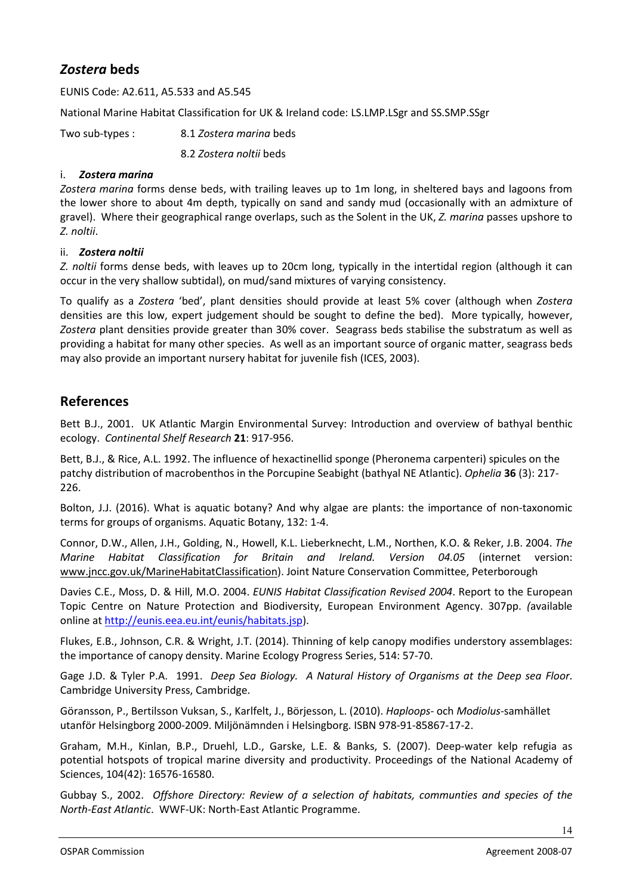## *Zostera* beds

EUNIS Code: A2.611, A5.533 and A5.545

National Marine Habitat Classification for UK & Ireland code: LS.LMP.LSgr and SS.SMP.SSgr

Two sub-types : 8.1 *Zostera marina* beds

8.2 *Zostera noltii* beds

### i. *Zostera marina*

*Zostera marina* forms dense beds, with trailing leaves up to 1m long, in sheltered bays and lagoons from the lower shore to about 4m depth, typically on sand and sandy mud (occasionally with an admixture of gravel). Where their geographical range overlaps, such as the Solent in the UK, *Z. marina* passes upshore to *Z. noltii*.

### ii. *Zostera noltii*

*Z. noltii* forms dense beds, with leaves up to 20cm long, typically in the intertidal region (although it can occur in the very shallow subtidal), on mud/sand mixtures of varying consistency.

To qualify as a *Zostera* 'bed', plant densities should provide at least 5% cover (although when *Zostera* densities are this low, expert judgement should be sought to define the bed). More typically, however, *Zostera* plant densities provide greater than 30% cover. Seagrass beds stabilise the substratum as well as providing a habitat for many other species. As well as an important source of organic matter, seagrass beds may also provide an important nursery habitat for juvenile fish (ICES, 2003).

## References

Bett B.J., 2001. UK Atlantic Margin Environmental Survey: Introduction and overview of bathyal benthic ecology. *Continental Shelf Research* **21**: 917-956.

Bett, B.J., & Rice, A.L. 1992. The influence of hexactinellid sponge (Pheronema carpenteri) spicules on the patchy distribution of macrobenthos in the Porcupine Seabight (bathyal NE Atlantic). *Ophelia* **36** (3): 217-226.

Bolton, J.J. (2016). What is aquatic botany? And why algae are plants: the importance of non-taxonomic terms for groups of organisms. Aquatic Botany, 132: 1-4.

Connor, D.W., Allen, J.H., Golding, N., Howell, K.L. Lieberknecht, L.M., Northen, K.O. & Reker, J.B. 2004. *The Marine Habitat Classification for Britain and Ireland. Version 04.05* (internet version: www.jncc.gov.uk/MarineHabitatClassification). Joint Nature Conservation Committee, Peterborough

Davies C.E., Moss, D. & Hill, M.O. 2004. *EUNIS Habitat Classification Revised 2004*. Report to the European Topic Centre on Nature Protection and Biodiversity, European Environment Agency. 307pp. (available online at http://eunis.eea.eu.int/eunis/habitats.jsp).

Flukes, E.B., Johnson, C.R. & Wright, J.T. (2014). Thinning of kelp canopy modifies understory assemblages: the importance of canopy density. Marine Ecology Progress Series, 514: 57-70.

Gage J.D. & Tyler P.A. 1991. *Deep Sea Biology. A Natural History of Organisms at the Deep sea Floor*. Cambridge University Press, Cambridge.

Göransson, P., Bertilsson Vuksan, S., Karlfelt, J., Börjesson, L. (2010). *Haploops*- och *Modiolus*-samhället utanför Helsingborg 2000-2009. Miljönämnden i Helsingborg. ISBN 978-91-85867-17-2.

Graham, M.H., Kinlan, B.P., Druehl, L.D., Garske, L.E. & Banks, S. (2007). Deep-water kelp refugia as potential hotspots of tropical marine diversity and productivity. Proceedings of the National Academy of Sciences, 104(42): 16576-16580.

Gubbay S., 2002. *Offshore Directory: Review of a selection of habitats, communties and species of the North-East Atlantic*. WWF-UK: North-East Atlantic Programme.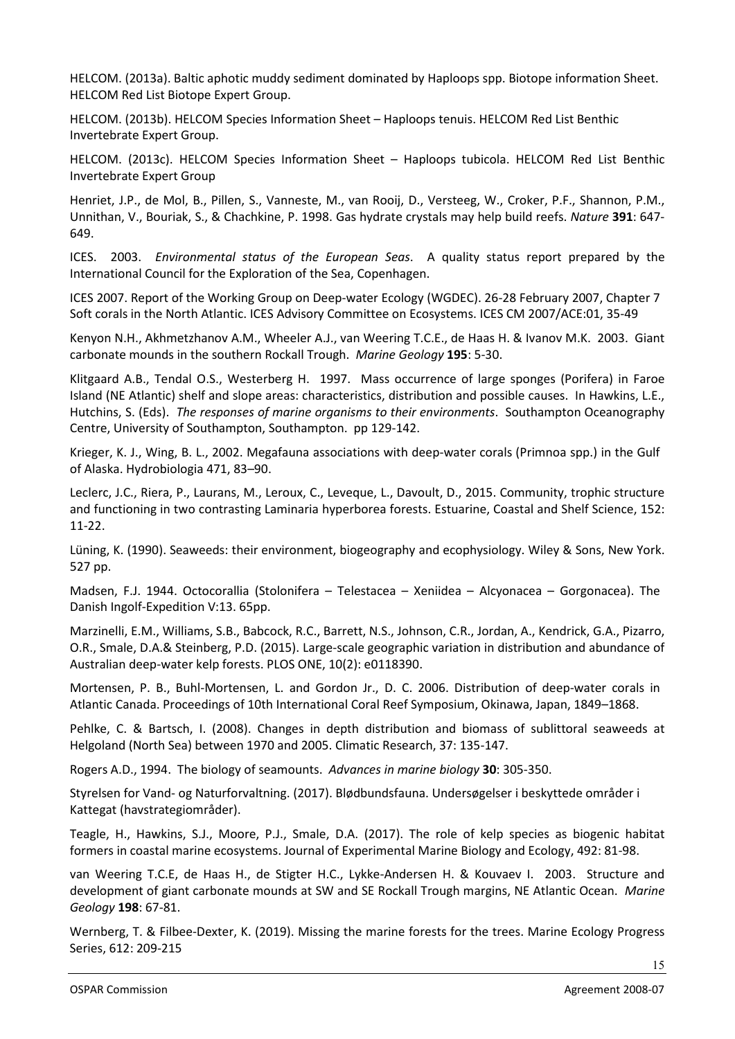HELCOM. (2013a). Baltic aphotic muddy sediment dominated by Haploops spp. Biotope information Sheet. HELCOM Red List Biotope Expert Group.

HELCOM. (2013b). HELCOM Species Information Sheet – Haploops tenuis. HELCOM Red List Benthic Invertebrate Expert Group.

HELCOM. (2013c). HELCOM Species Information Sheet – Haploops tubicola. HELCOM Red List Benthic Invertebrate Expert Group

Henriet, J.P., de Mol, B., Pillen, S., Vanneste, M., van Rooij, D., Versteeg, W., Croker, P.F., Shannon, P.M., Unnithan, V., Bouriak, S., & Chachkine, P. 1998. Gas hydrate crystals may help build reefs. *Nature* **391**: 647-649.

ICES. 2003. *Environmental status of the European Seas*. A quality status report prepared by the International Council for the Exploration of the Sea, Copenhagen.

ICES 2007. Report of the Working Group on Deep-water Ecology (WGDEC). 26-28 February 2007, Chapter 7 Soft corals in the North Atlantic. ICES Advisory Committee on Ecosystems. ICES CM 2007/ACE:01, 35-49

Kenyon N.H., Akhmetzhanov A.M., Wheeler A.J., van Weering T.C.E., de Haas H. & Ivanov M.K. 2003. Giant carbonate mounds in the southern Rockall Trough. *Marine Geology* **195**: 5-30.

Klitgaard A.B., Tendal O.S., Westerberg H. 1997. Mass occurrence of large sponges (Porifera) in Faroe Island (NE Atlantic) shelf and slope areas: characteristics, distribution and possible causes. In Hawkins, L.E., Hutchins, S. (Eds). *The responses of marine organisms to their environments*. Southampton Oceanography Centre, University of Southampton, Southampton. pp 129-142.

Krieger, K. J., Wing, B. L., 2002. Megafauna associations with deep-water corals (Primnoa spp.) in the Gulf of Alaska. Hydrobiologia 471, 83–90.

Leclerc, J.C., Riera, P., Laurans, M., Leroux, C., Leveque, L., Davoult, D., 2015. Community, trophic structure and functioning in two contrasting Laminaria hyperborea forests. Estuarine, Coastal and Shelf Science, 152: 11-22.

Lüning, K. (1990). Seaweeds: their environment, biogeography and ecophysiology. Wiley & Sons, New York. 527 pp.

Madsen, F.J. 1944. Octocorallia (Stolonifera – Telestacea – Xeniidea – Alcyonacea – Gorgonacea). The Danish Ingolf-Expedition V:13. 65pp.

Marzinelli, E.M., Williams, S.B., Babcock, R.C., Barrett, N.S., Johnson, C.R., Jordan, A., Kendrick, G.A., Pizarro, O.R., Smale, D.A.& Steinberg, P.D. (2015). Large-scale geographic variation in distribution and abundance of Australian deep-water kelp forests. PLOS ONE, 10(2): e0118390.

Mortensen, P. B., Buhl-Mortensen, L. and Gordon Jr., D. C. 2006. Distribution of deep-water corals in Atlantic Canada. Proceedings of 10th International Coral Reef Symposium, Okinawa, Japan, 1849–1868.

Pehlke, C. & Bartsch, I. (2008). Changes in depth distribution and biomass of sublittoral seaweeds at Helgoland (North Sea) between 1970 and 2005. Climatic Research, 37: 135-147.

Rogers A.D., 1994. The biology of seamounts. *Advances in marine biology* **30**: 305-350.

Styrelsen for Vand- og Naturforvaltning. (2017). Blødbundsfauna. Undersøgelser i beskyttede områder i Kattegat (havstrategiområder).

Teagle, H., Hawkins, S.J., Moore, P.J., Smale, D.A. (2017). The role of kelp species as biogenic habitat formers in coastal marine ecosystems. Journal of Experimental Marine Biology and Ecology, 492: 81-98.

van Weering T.C.E, de Haas H., de Stigter H.C., Lykke-Andersen H. & Kouvaev I. 2003. Structure and development of giant carbonate mounds at SW and SE Rockall Trough margins, NE Atlantic Ocean. *Marine Geology* **198**: 67-81.

Wernberg, T. & Filbee-Dexter, K. (2019). Missing the marine forests for the trees. Marine Ecology Progress Series, 612: 209-215